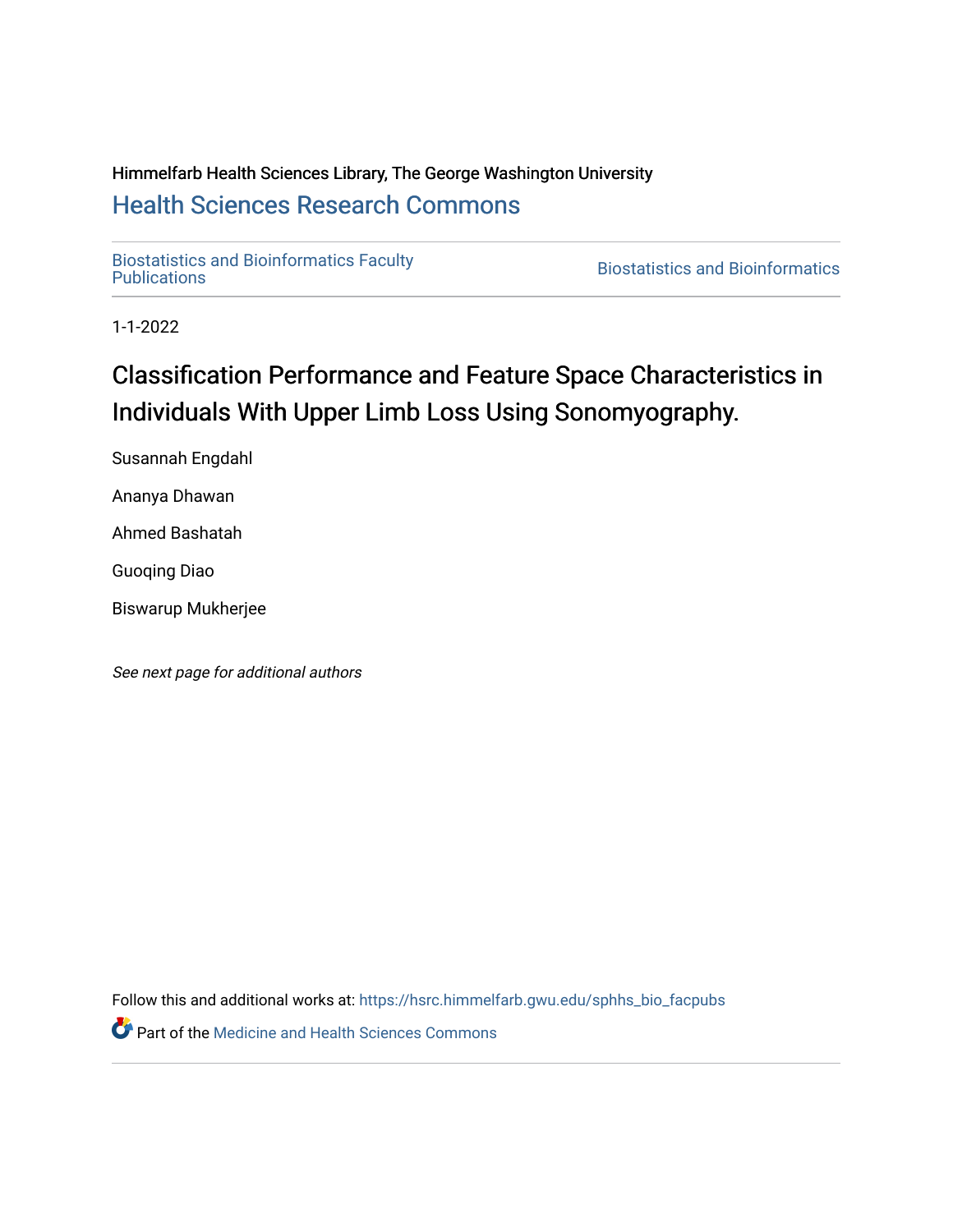Himmelfarb Health Sciences Library, The George Washington University

## Health Sciences Research Commons

Biostatistics and Bioinformatics Faculty Publications

Biostatistics and Bioinformatics

1-1-2022

# Classification Performance and Feature Space Characteristics in Individuals With Upper Limb Loss Using Sonomyography.

Susannah Engdahl

Ananya Dhawan

Ahmed Bashatah

Guoqing Diao

Biswarup Mukherjee

*See next page for additional authors*

Follow this and additional works at: https://hsrc.himmelfarb.gwu.edu/sphhs_bio_facpubs

Part of the Medicine and Health Sciences Commons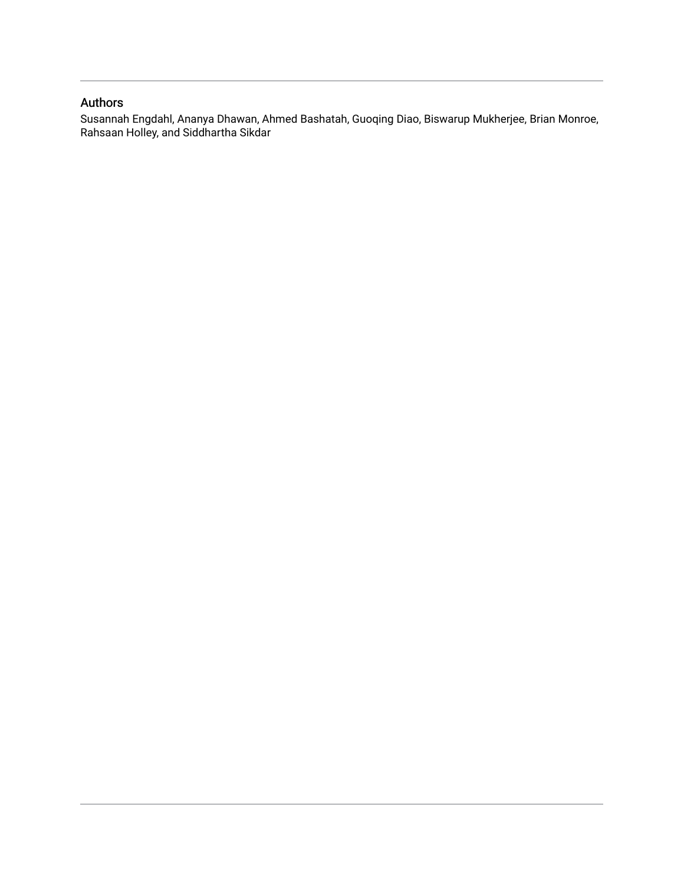## Authors

Susannah Engdahl, Ananya Dhawan, Ahmed Bashatah, Guoqing Diao, Biswarup Mukherjee, Brian Monroe, Rahsaan Holley, and Siddhartha Sikdar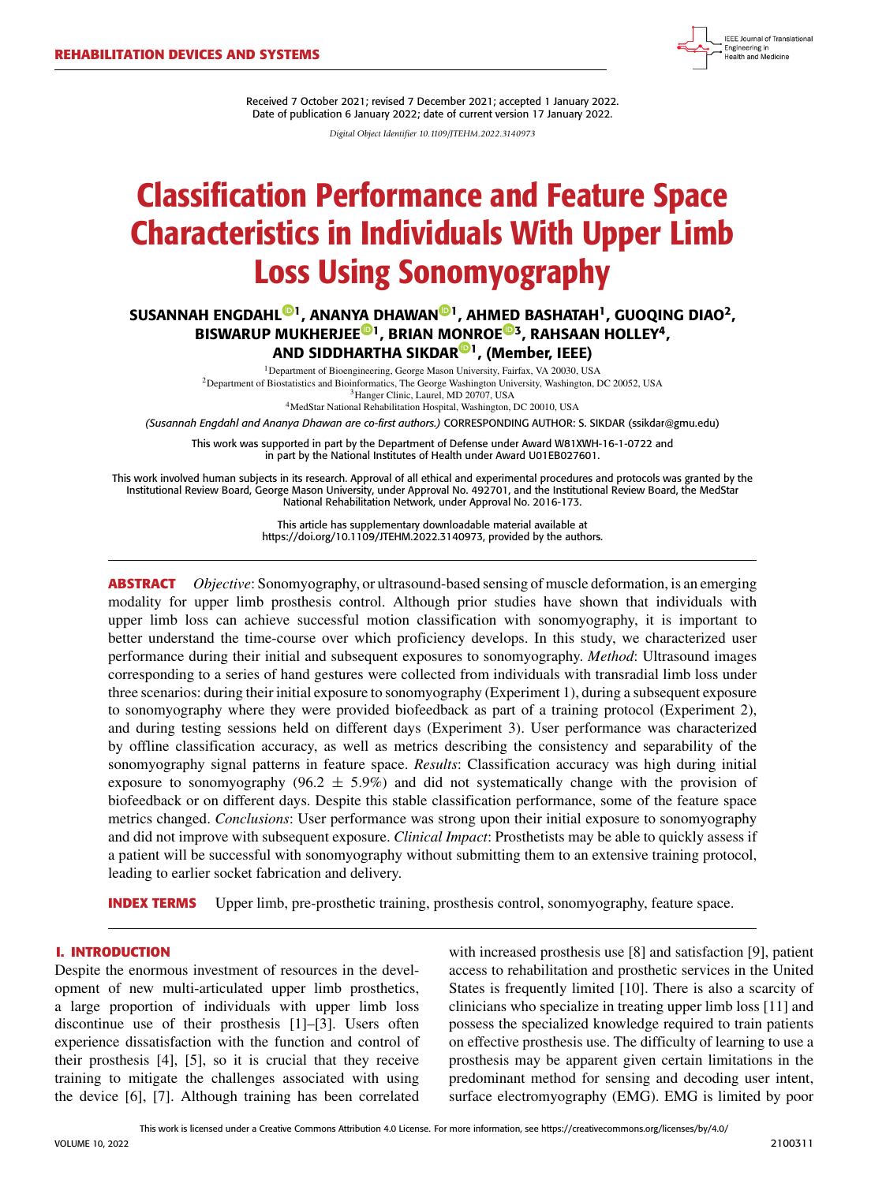# Classification Performance and Feature Space Characteristics in Individuals With Upper Limb Loss Using Sonomyography

Received 7 October 2021; revised 7 December 2021; accepted 1 January 2022.
Date of publication 6 January 2022; date of current version 17 January 2022.

*Digital Object Identifier 10.1109/JTEHM.2022.3140973*

**SUSANNAH ENGDAHL[1], ANANYA DHAWAN[1], AHMED BASHATAH[1], GUOQING DIAO[2], BISWARUP MUKHERJEE[1], BRIAN MONROE[3], RAHSAAN HOLLEY[4], AND SIDDHARTHA SIKDAR[1], (Member, IEEE)**

[1]Department of Bioengineering, George Mason University, Fairfax, VA 20030, USA
[2]Department of Biostatistics and Bioinformatics, The George Washington University, Washington, DC 20052, USA
[3]Hanger Clinic, Laurel, MD 20707, USA
[4]MedStar National Rehabilitation Hospital, Washington, DC 20010, USA

*(Susannah Engdahl and Ananya Dhawan are co-first authors.)* CORRESPONDING AUTHOR: S. SIKDAR (ssikdar@gmu.edu)

This work was supported in part by the Department of Defense under Award W81XWH-16-1-0722 and in part by the National Institutes of Health under Award U01EB027601.

This work involved human subjects in its research. Approval of all ethical and experimental procedures and protocols was granted by the Institutional Review Board, George Mason University, under Approval No. 492701, and the Institutional Review Board, the MedStar National Rehabilitation Network, under Approval No. 2016-173.

This article has supplementary downloadable material available at https://doi.org/10.1109/JTEHM.2022.3140973, provided by the authors.

**ABSTRACT** *Objective*: Sonomyography, or ultrasound-based sensing of muscle deformation, is an emerging modality for upper limb prosthesis control. Although prior studies have shown that individuals with upper limb loss can achieve successful motion classification with sonomyography, it is important to better understand the time-course over which proficiency develops. In this study, we characterized user performance during their initial and subsequent exposures to sonomyography. *Method*: Ultrasound images corresponding to a series of hand gestures were collected from individuals with transradial limb loss under three scenarios: during their initial exposure to sonomyography (Experiment 1), during a subsequent exposure to sonomyography where they were provided biofeedback as part of a training protocol (Experiment 2), and during testing sessions held on different days (Experiment 3). User performance was characterized by offline classification accuracy, as well as metrics describing the consistency and separability of the sonomyography signal patterns in feature space. *Results*: Classification accuracy was high during initial exposure to sonomyography (96.2 ± 5.9%) and did not systematically change with the provision of biofeedback or on different days. Despite this stable classification performance, some of the feature space metrics changed. *Conclusions*: User performance was strong upon their initial exposure to sonomyography and did not improve with subsequent exposure. *Clinical Impact*: Prosthetists may be able to quickly assess if a patient will be successful with sonomyography without submitting them to an extensive training protocol, leading to earlier socket fabrication and delivery.

**INDEX TERMS** Upper limb, pre-prosthetic training, prosthesis control, sonomyography, feature space.

## I. INTRODUCTION

Despite the enormous investment of resources in the development of new multi-articulated upper limb prosthetics, a large proportion of individuals with upper limb loss discontinue use of their prosthesis [1]–[3]. Users often experience dissatisfaction with the function and control of their prosthesis [4], [5], so it is crucial that they receive training to mitigate the challenges associated with using the device [6], [7]. Although training has been correlated with increased prosthesis use [8] and satisfaction [9], patient access to rehabilitation and prosthetic services in the United States is frequently limited [10]. There is also a scarcity of clinicians who specialize in treating upper limb loss [11] and possess the specialized knowledge required to train patients on effective prosthesis use. The difficulty of learning to use a prosthesis may be apparent given certain limitations in the predominant method for sensing and decoding user intent, surface electromyography (EMG). EMG is limited by poor

This work is licensed under a Creative Commons Attribution 4.0 License. For more information, see https://creativecommons.org/licenses/by/4.0/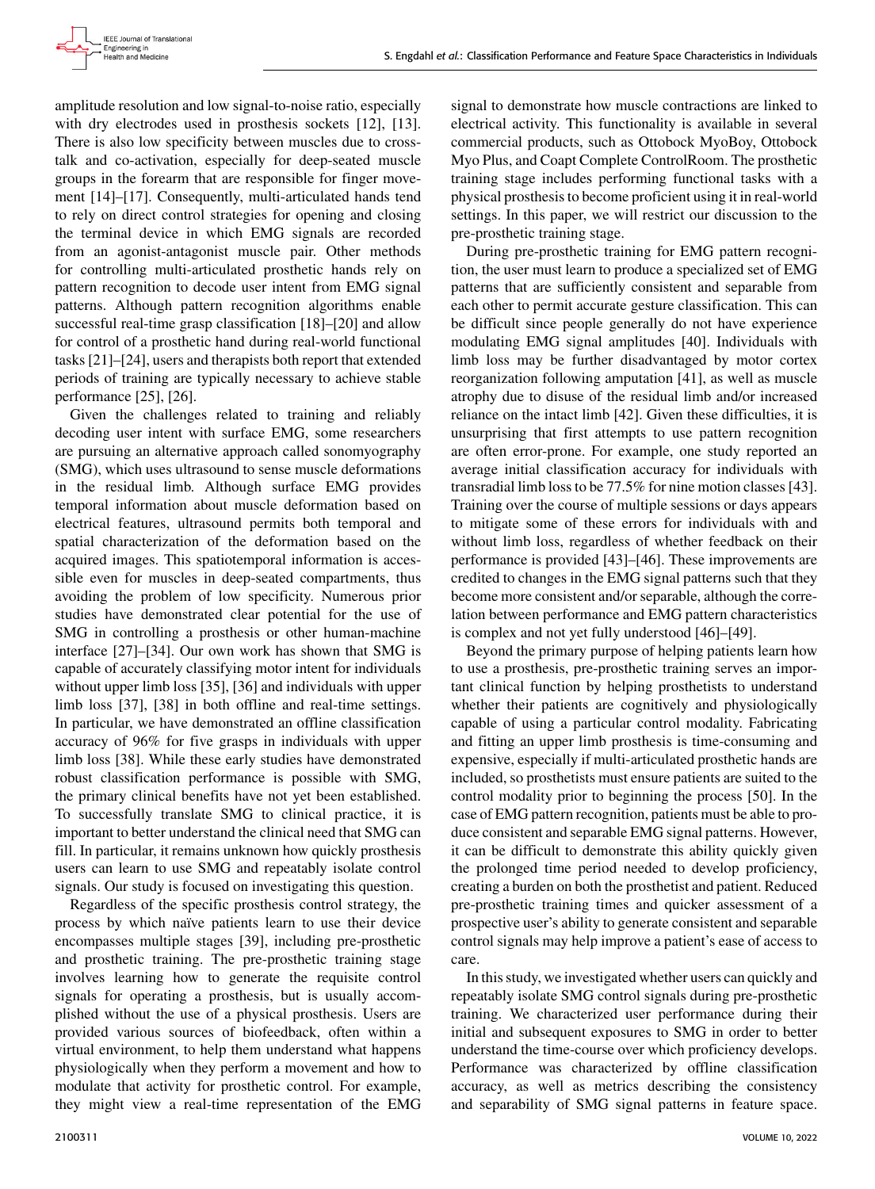amplitude resolution and low signal-to-noise ratio, especially with dry electrodes used in prosthesis sockets [12], [13]. There is also low specificity between muscles due to cross-talk and co-activation, especially for deep-seated muscle groups in the forearm that are responsible for finger movement [14]–[17]. Consequently, multi-articulated hands tend to rely on direct control strategies for opening and closing the terminal device in which EMG signals are recorded from an agonist-antagonist muscle pair. Other methods for controlling multi-articulated prosthetic hands rely on pattern recognition to decode user intent from EMG signal patterns. Although pattern recognition algorithms enable successful real-time grasp classification [18]–[20] and allow for control of a prosthetic hand during real-world functional tasks [21]–[24], users and therapists both report that extended periods of training are typically necessary to achieve stable performance [25], [26].

Given the challenges related to training and reliably decoding user intent with surface EMG, some researchers are pursuing an alternative approach called sonomyography (SMG), which uses ultrasound to sense muscle deformations in the residual limb. Although surface EMG provides temporal information about muscle deformation based on electrical features, ultrasound permits both temporal and spatial characterization of the deformation based on the acquired images. This spatiotemporal information is accessible even for muscles in deep-seated compartments, thus avoiding the problem of low specificity. Numerous prior studies have demonstrated clear potential for the use of SMG in controlling a prosthesis or other human-machine interface [27]–[34]. Our own work has shown that SMG is capable of accurately classifying motor intent for individuals without upper limb loss [35], [36] and individuals with upper limb loss [37], [38] in both offline and real-time settings. In particular, we have demonstrated an offline classification accuracy of 96% for five grasps in individuals with upper limb loss [38]. While these early studies have demonstrated robust classification performance is possible with SMG, the primary clinical benefits have not yet been established. To successfully translate SMG to clinical practice, it is important to better understand the clinical need that SMG can fill. In particular, it remains unknown how quickly prosthesis users can learn to use SMG and repeatably isolate control signals. Our study is focused on investigating this question.

Regardless of the specific prosthesis control strategy, the process by which naïve patients learn to use their device encompasses multiple stages [39], including pre-prosthetic and prosthetic training. The pre-prosthetic training stage involves learning how to generate the requisite control signals for operating a prosthesis, but is usually accomplished without the use of a physical prosthesis. Users are provided various sources of biofeedback, often within a virtual environment, to help them understand what happens physiologically when they perform a movement and how to modulate that activity for prosthetic control. For example, they might view a real-time representation of the EMG signal to demonstrate how muscle contractions are linked to electrical activity. This functionality is available in several commercial products, such as Ottobock MyoBoy, Ottobock Myo Plus, and Coapt Complete ControlRoom. The prosthetic training stage includes performing functional tasks with a physical prosthesis to become proficient using it in real-world settings. In this paper, we will restrict our discussion to the pre-prosthetic training stage.

During pre-prosthetic training for EMG pattern recognition, the user must learn to produce a specialized set of EMG patterns that are sufficiently consistent and separable from each other to permit accurate gesture classification. This can be difficult since people generally do not have experience modulating EMG signal amplitudes [40]. Individuals with limb loss may be further disadvantaged by motor cortex reorganization following amputation [41], as well as muscle atrophy due to disuse of the residual limb and/or increased reliance on the intact limb [42]. Given these difficulties, it is unsurprising that first attempts to use pattern recognition are often error-prone. For example, one study reported an average initial classification accuracy for individuals with transradial limb loss to be 77.5% for nine motion classes [43]. Training over the course of multiple sessions or days appears to mitigate some of these errors for individuals with and without limb loss, regardless of whether feedback on their performance is provided [43]–[46]. These improvements are credited to changes in the EMG signal patterns such that they become more consistent and/or separable, although the correlation between performance and EMG pattern characteristics is complex and not yet fully understood [46]–[49].

Beyond the primary purpose of helping patients learn how to use a prosthesis, pre-prosthetic training serves an important clinical function by helping prosthetists to understand whether their patients are cognitively and physiologically capable of using a particular control modality. Fabricating and fitting an upper limb prosthesis is time-consuming and expensive, especially if multi-articulated prosthetic hands are included, so prosthetists must ensure patients are suited to the control modality prior to beginning the process [50]. In the case of EMG pattern recognition, patients must be able to produce consistent and separable EMG signal patterns. However, it can be difficult to demonstrate this ability quickly given the prolonged time period needed to develop proficiency, creating a burden on both the prosthetist and patient. Reduced pre-prosthetic training times and quicker assessment of a prospective user's ability to generate consistent and separable control signals may help improve a patient's ease of access to care.

In this study, we investigated whether users can quickly and repeatably isolate SMG control signals during pre-prosthetic training. We characterized user performance during their initial and subsequent exposures to SMG in order to better understand the time-course over which proficiency develops. Performance was characterized by offline classification accuracy, as well as metrics describing the consistency and separability of SMG signal patterns in feature space.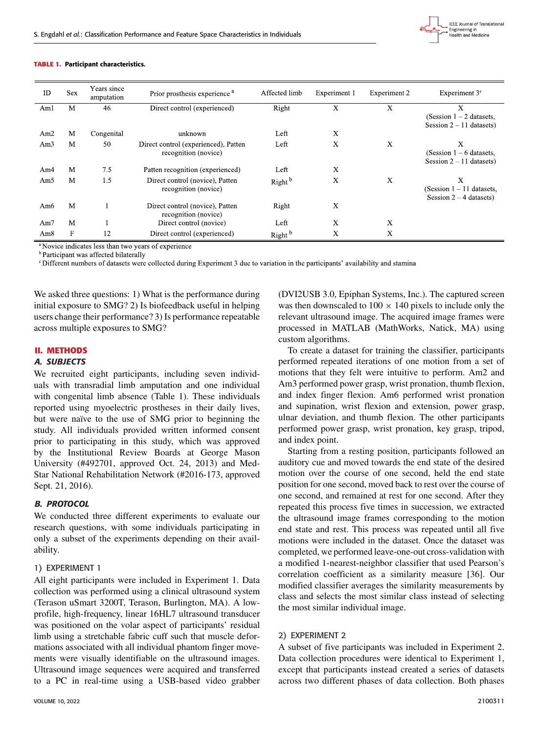**TABLE 1. Participant characteristics.**

| ID | Sex | Years since amputation | Prior prosthesis experience [a] | Affected limb | Experiment 1 | Experiment 2 | Experiment 3[c] |
|---|---|---|---|---|---|---|---|
| Am1 | M | 46 | Direct control (experienced) | Right | X | X | X (Session 1 – 2 datasets, Session 2 – 11 datasets) |
| Am2 | M | Congenital | unknown | Left | X | | |
| Am3 | M | 50 | Direct control (experienced), Patten recognition (novice) | Left | X | X | X (Session 1 – 6 datasets, Session 2 – 11 datasets) |
| Am4 | M | 7.5 | Patten recognition (experienced) | Left | X | | |
| Am5 | M | 1.5 | Direct control (novice), Patten recognition (novice) | Right [b] | X | X | X (Session 1 – 11 datasets, Session 2 – 4 datasets) |
| Am6 | M | 1 | Direct control (novice), Patten recognition (novice) | Right | X | | |
| Am7 | M | 1 | Direct control (novice) | Left | X | X | |
| Am8 | F | 12 | Direct control (experienced) | Right [b] | X | X | |

[a] Novice indicates less than two years of experience
[b] Participant was affected bilaterally
[c] Different numbers of datasets were collected during Experiment 3 due to variation in the participants' availability and stamina

We asked three questions: 1) What is the performance during initial exposure to SMG? 2) Is biofeedback useful in helping users change their performance? 3) Is performance repeatable across multiple exposures to SMG?

## II. METHODS

### A. SUBJECTS

We recruited eight participants, including seven individuals with transradial limb amputation and one individual with congenital limb absence (Table 1). These individuals reported using myoelectric prostheses in their daily lives, but were naïve to the use of SMG prior to beginning the study. All individuals provided written informed consent prior to participating in this study, which was approved by the Institutional Review Boards at George Mason University (#492701, approved Oct. 24, 2013) and MedStar National Rehabilitation Network (#2016-173, approved Sept. 21, 2016).

### B. PROTOCOL

We conducted three different experiments to evaluate our research questions, with some individuals participating in only a subset of the experiments depending on their availability.

#### 1) EXPERIMENT 1

All eight participants were included in Experiment 1. Data collection was performed using a clinical ultrasound system (Terason uSmart 3200T, Terason, Burlington, MA). A low-profile, high-frequency, linear 16HL7 ultrasound transducer was positioned on the volar aspect of participants' residual limb using a stretchable fabric cuff such that muscle deformations associated with all individual phantom finger movements were visually identifiable on the ultrasound images. Ultrasound image sequences were acquired and transferred to a PC in real-time using a USB-based video grabber (DVI2USB 3.0, Epiphan Systems, Inc.). The captured screen was then downscaled to $100 \times 140$ pixels to include only the relevant ultrasound image. The acquired image frames were processed in MATLAB (MathWorks, Natick, MA) using custom algorithms.

To create a dataset for training the classifier, participants performed repeated iterations of one motion from a set of motions that they felt were intuitive to perform. Am2 and Am3 performed power grasp, wrist pronation, thumb flexion, and index finger flexion. Am6 performed wrist pronation and supination, wrist flexion and extension, power grasp, ulnar deviation, and thumb flexion. The other participants performed power grasp, wrist pronation, key grasp, tripod, and index point.

Starting from a resting position, participants followed an auditory cue and moved towards the end state of the desired motion over the course of one second, held the end state position for one second, moved back to rest over the course of one second, and remained at rest for one second. After they repeated this process five times in succession, we extracted the ultrasound image frames corresponding to the motion end state and rest. This process was repeated until all five motions were included in the dataset. Once the dataset was completed, we performed leave-one-out cross-validation with a modified 1-nearest-neighbor classifier that used Pearson's correlation coefficient as a similarity measure [36]. Our modified classifier averages the similarity measurements by class and selects the most similar class instead of selecting the most similar individual image.

#### 2) EXPERIMENT 2

A subset of five participants was included in Experiment 2. Data collection procedures were identical to Experiment 1, except that participants instead created a series of datasets across two different phases of data collection. Both phases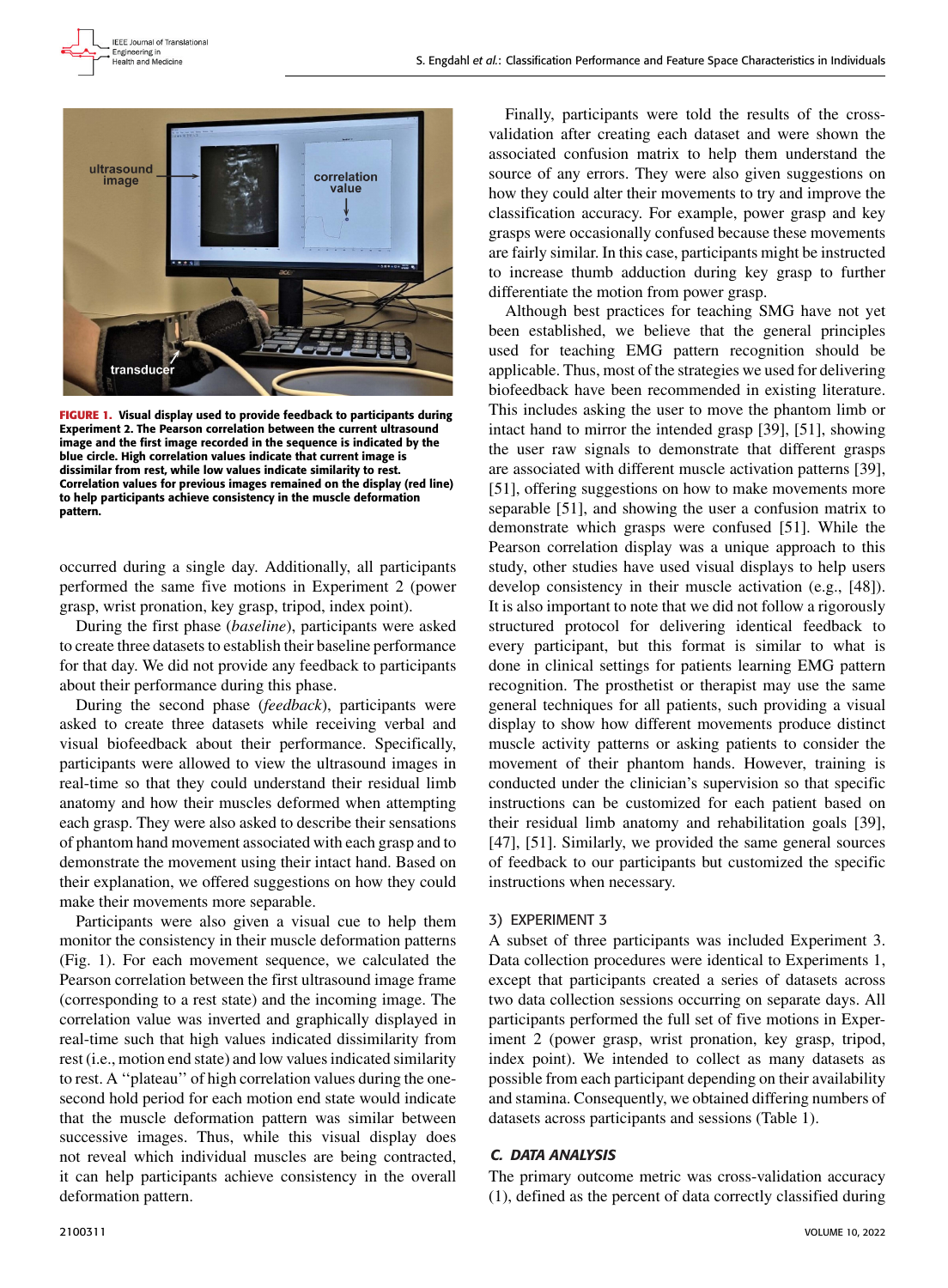FIGURE 1. Visual display used to provide feedback to participants during Experiment 2. The Pearson correlation between the current ultrasound image and the first image recorded in the sequence is indicated by the blue circle. High correlation values indicate that current image is dissimilar from rest, while low values indicate similarity to rest. Correlation values for previous images remained on the display (red line) to help participants achieve consistency in the muscle deformation pattern.

occurred during a single day. Additionally, all participants performed the same five motions in Experiment 2 (power grasp, wrist pronation, key grasp, tripod, index point).

During the first phase (*baseline*), participants were asked to create three datasets to establish their baseline performance for that day. We did not provide any feedback to participants about their performance during this phase.

During the second phase (*feedback*), participants were asked to create three datasets while receiving verbal and visual biofeedback about their performance. Specifically, participants were allowed to view the ultrasound images in real-time so that they could understand their residual limb anatomy and how their muscles deformed when attempting each grasp. They were also asked to describe their sensations of phantom hand movement associated with each grasp and to demonstrate the movement using their intact hand. Based on their explanation, we offered suggestions on how they could make their movements more separable.

Participants were also given a visual cue to help them monitor the consistency in their muscle deformation patterns (Fig. 1). For each movement sequence, we calculated the Pearson correlation between the first ultrasound image frame (corresponding to a rest state) and the incoming image. The correlation value was inverted and graphically displayed in real-time such that high values indicated dissimilarity from rest (i.e., motion end state) and low values indicated similarity to rest. A "plateau" of high correlation values during the one-second hold period for each motion end state would indicate that the muscle deformation pattern was similar between successive images. Thus, while this visual display does not reveal which individual muscles are being contracted, it can help participants achieve consistency in the overall deformation pattern.

Finally, participants were told the results of the cross-validation after creating each dataset and were shown the associated confusion matrix to help them understand the source of any errors. They were also given suggestions on how they could alter their movements to try and improve the classification accuracy. For example, power grasp and key grasps were occasionally confused because these movements are fairly similar. In this case, participants might be instructed to increase thumb adduction during key grasp to further differentiate the motion from power grasp.

Although best practices for teaching SMG have not yet been established, we believe that the general principles used for teaching EMG pattern recognition should be applicable. Thus, most of the strategies we used for delivering biofeedback have been recommended in existing literature. This includes asking the user to move the phantom limb or intact hand to mirror the intended grasp [39], [51], showing the user raw signals to demonstrate that different grasps are associated with different muscle activation patterns [39], [51], offering suggestions on how to make movements more separable [51], and showing the user a confusion matrix to demonstrate which grasps were confused [51]. While the Pearson correlation display was a unique approach to this study, other studies have used visual displays to help users develop consistency in their muscle activation (e.g., [48]). It is also important to note that we did not follow a rigorously structured protocol for delivering identical feedback to every participant, but this format is similar to what is done in clinical settings for patients learning EMG pattern recognition. The prosthetist or therapist may use the same general techniques for all patients, such providing a visual display to show how different movements produce distinct muscle activity patterns or asking patients to consider the movement of their phantom hands. However, training is conducted under the clinician's supervision so that specific instructions can be customized for each patient based on their residual limb anatomy and rehabilitation goals [39], [47], [51]. Similarly, we provided the same general sources of feedback to our participants but customized the specific instructions when necessary.

### 3) EXPERIMENT 3

A subset of three participants was included Experiment 3. Data collection procedures were identical to Experiments 1, except that participants created a series of datasets across two data collection sessions occurring on separate days. All participants performed the full set of five motions in Experiment 2 (power grasp, wrist pronation, key grasp, tripod, index point). We intended to collect as many datasets as possible from each participant depending on their availability and stamina. Consequently, we obtained differing numbers of datasets across participants and sessions (Table 1).

## C. DATA ANALYSIS

The primary outcome metric was cross-validation accuracy (1), defined as the percent of data correctly classified during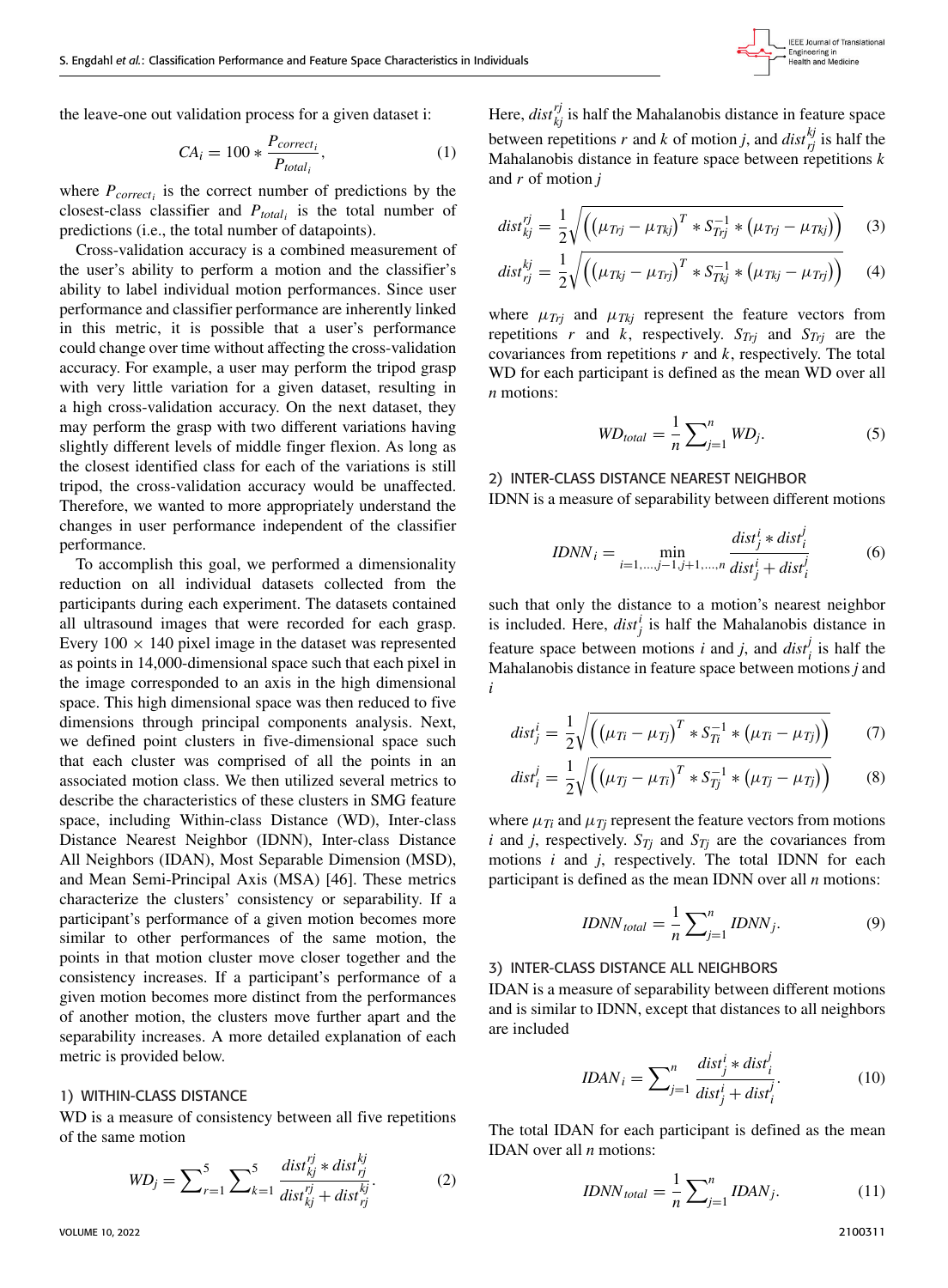the leave-one out validation process for a given dataset i:

$$CA_i = 100 * \frac{P_{correct_i}}{P_{total_i}}, \quad (1)$$

where $P_{correct_i}$ is the correct number of predictions by the closest-class classifier and $P_{total_i}$ is the total number of predictions (i.e., the total number of datapoints).

Cross-validation accuracy is a combined measurement of the user's ability to perform a motion and the classifier's ability to label individual motion performances. Since user performance and classifier performance are inherently linked in this metric, it is possible that a user's performance could change over time without affecting the cross-validation accuracy. For example, a user may perform the tripod grasp with very little variation for a given dataset, resulting in a high cross-validation accuracy. On the next dataset, they may perform the grasp with two different variations having slightly different levels of middle finger flexion. As long as the closest identified class for each of the variations is still tripod, the cross-validation accuracy would be unaffected. Therefore, we wanted to more appropriately understand the changes in user performance independent of the classifier performance.

To accomplish this goal, we performed a dimensionality reduction on all individual datasets collected from the participants during each experiment. The datasets contained all ultrasound images that were recorded for each grasp. Every 100 × 140 pixel image in the dataset was represented as points in 14,000-dimensional space such that each pixel in the image corresponded to an axis in the high dimensional space. This high dimensional space was then reduced to five dimensions through principal components analysis. Next, we defined point clusters in five-dimensional space such that each cluster was comprised of all the points in an associated motion class. We then utilized several metrics to describe the characteristics of these clusters in SMG feature space, including Within-class Distance (WD), Inter-class Distance Nearest Neighbor (IDNN), Inter-class Distance All Neighbors (IDAN), Most Separable Dimension (MSD), and Mean Semi-Principal Axis (MSA) [46]. These metrics characterize the clusters' consistency or separability. If a participant's performance of a given motion becomes more similar to other performances of the same motion, the points in that motion cluster move closer together and the consistency increases. If a participant's performance of a given motion becomes more distinct from the performances of another motion, the clusters move further apart and the separability increases. A more detailed explanation of each metric is provided below.

#### 1) WITHIN-CLASS DISTANCE

WD is a measure of consistency between all five repetitions of the same motion

$$WD_j = \sum_{r=1}^{5} \sum_{k=1}^{5} \frac{dist_{kj}^{rj} * dist_{rj}^{kj}}{dist_{kj}^{rj} + dist_{rj}^{kj}}. \quad (2)$$

Here, $dist_{kj}^{rj}$ is half the Mahalanobis distance in feature space between repetitions $r$ and $k$ of motion $j$, and $dist_{rj}^{kj}$ is half the Mahalanobis distance in feature space between repetitions $k$ and $r$ of motion $j$

$$dist_{kj}^{rj} = \frac{1}{2}\sqrt{\left(\left(\mu_{Trj} - \mu_{Tkj}\right)^T * S_{Trj}^{-1} * \left(\mu_{Trj} - \mu_{Tkj}\right)\right)} \quad (3)$$

$$dist_{rj}^{kj} = \frac{1}{2}\sqrt{\left(\left(\mu_{Tkj} - \mu_{Trj}\right)^T * S_{Tkj}^{-1} * \left(\mu_{Tkj} - \mu_{Trj}\right)\right)} \quad (4)$$

where $\mu_{Trj}$ and $\mu_{Tkj}$ represent the feature vectors from repetitions $r$ and $k$, respectively. $S_{Trj}$ and $S_{Trj}$ are the covariances from repetitions $r$ and $k$, respectively. The total WD for each participant is defined as the mean WD over all $n$ motions:

$$WD_{total} = \frac{1}{n} \sum_{j=1}^{n} WD_j. \quad (5)$$

#### 2) INTER-CLASS DISTANCE NEAREST NEIGHBOR

IDNN is a measure of separability between different motions

$$IDNN_i = \min_{i=1,\ldots,j-1,j+1,\ldots,n} \frac{dist_j^i * dist_i^j}{dist_j^i + dist_i^j} \quad (6)$$

such that only the distance to a motion's nearest neighbor is included. Here, $dist_j^i$ is half the Mahalanobis distance in feature space between motions $i$ and $j$, and $dist_i^j$ is half the Mahalanobis distance in feature space between motions $j$ and $i$

$$dist_j^i = \frac{1}{2}\sqrt{\left(\left(\mu_{Ti} - \mu_{Tj}\right)^T * S_{Ti}^{-1} * \left(\mu_{Ti} - \mu_{Tj}\right)\right)} \quad (7)$$

$$dist_i^j = \frac{1}{2}\sqrt{\left(\left(\mu_{Tj} - \mu_{Ti}\right)^T * S_{Tj}^{-1} * \left(\mu_{Tj} - \mu_{Ti}\right)\right)} \quad (8)$$

where $\mu_{Ti}$ and $\mu_{Tj}$ represent the feature vectors from motions $i$ and $j$, respectively. $S_{Tj}$ and $S_{Tj}$ are the covariances from motions $i$ and $j$, respectively. The total IDNN for each participant is defined as the mean IDNN over all $n$ motions:

$$IDNN_{total} = \frac{1}{n} \sum_{j=1}^{n} IDNN_j. \quad (9)$$

#### 3) INTER-CLASS DISTANCE ALL NEIGHBORS

IDAN is a measure of separability between different motions and is similar to IDNN, except that distances to all neighbors are included

$$IDAN_i = \sum_{j=1}^{n} \frac{dist_j^i * dist_i^j}{dist_j^i + dist_i^j}. \quad (10)$$

The total IDAN for each participant is defined as the mean IDAN over all $n$ motions:

$$IDNN_{total} = \frac{1}{n} \sum_{j=1}^{n} IDAN_j. \quad (11)$$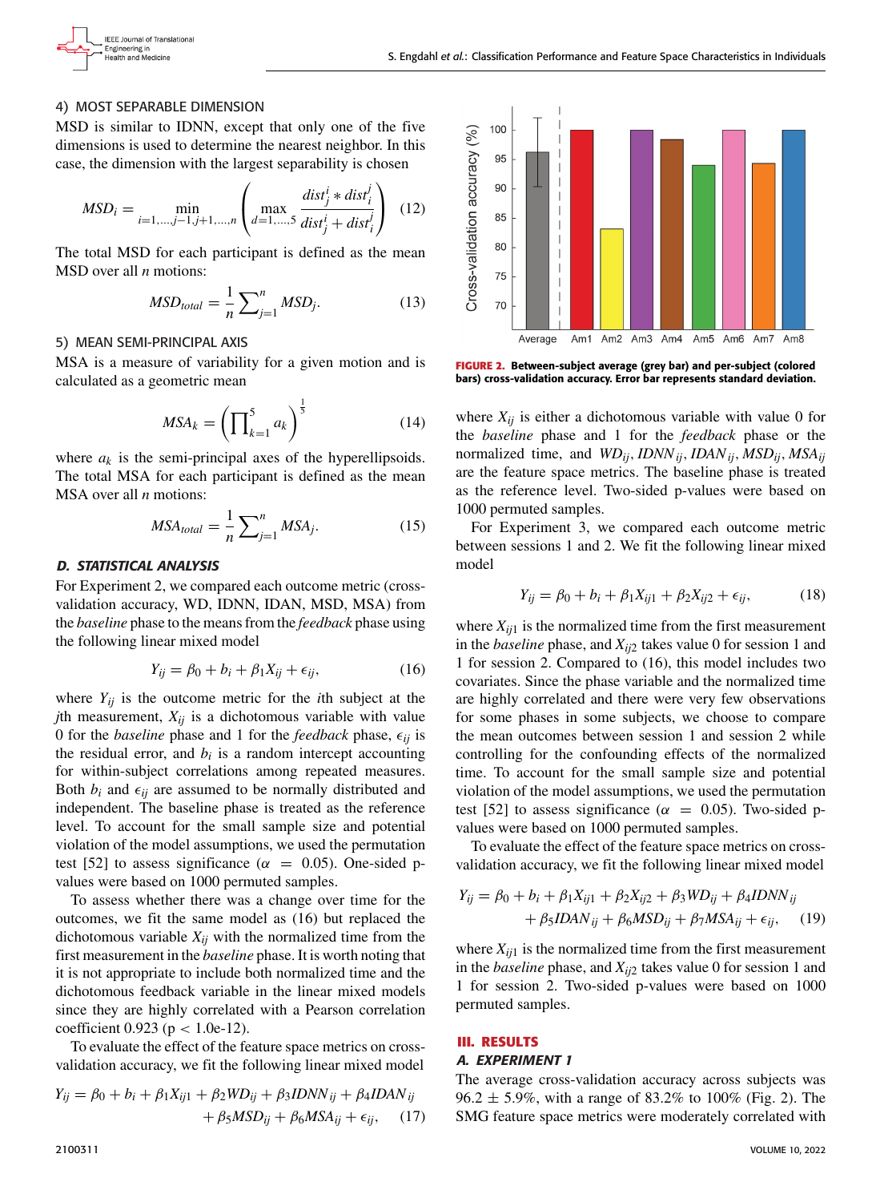#### 4) MOST SEPARABLE DIMENSION

MSD is similar to IDNN, except that only one of the five dimensions is used to determine the nearest neighbor. In this case, the dimension with the largest separability is chosen

$$MSD_i = \min_{i=1,\ldots,j-1,j+1,\ldots,n} \left( \max_{d=1,\ldots,5} \frac{dist_j^i * dist_i^j}{dist_j^i + dist_i^j} \right) \quad (12)$$

The total MSD for each participant is defined as the mean MSD over all $n$ motions:

$$MSD_{total} = \frac{1}{n} \sum_{j=1}^{n} MSD_j. \quad (13)$$

#### 5) MEAN SEMI-PRINCIPAL AXIS

MSA is a measure of variability for a given motion and is calculated as a geometric mean

$$MSA_k = \left( \prod_{k=1}^{5} a_k \right)^{\frac{1}{5}} \quad (14)$$

where $a_k$ is the semi-principal axes of the hyperellipsoids. The total MSA for each participant is defined as the mean MSA over all $n$ motions:

$$MSA_{total} = \frac{1}{n} \sum_{j=1}^{n} MSA_j. \quad (15)$$

### D. STATISTICAL ANALYSIS

For Experiment 2, we compared each outcome metric (cross-validation accuracy, WD, IDNN, IDAN, MSD, MSA) from the *baseline* phase to the means from the *feedback* phase using the following linear mixed model

$$Y_{ij} = \beta_0 + b_i + \beta_1 X_{ij} + \epsilon_{ij}, \quad (16)$$

where $Y_{ij}$ is the outcome metric for the $i$th subject at the $j$th measurement, $X_{ij}$ is a dichotomous variable with value 0 for the *baseline* phase and 1 for the *feedback* phase, $\epsilon_{ij}$ is the residual error, and $b_i$ is a random intercept accounting for within-subject correlations among repeated measures. Both $b_i$ and $\epsilon_{ij}$ are assumed to be normally distributed and independent. The baseline phase is treated as the reference level. To account for the small sample size and potential violation of the model assumptions, we used the permutation test [52] to assess significance ($\alpha = 0.05$). One-sided p-values were based on 1000 permuted samples.

To assess whether there was a change over time for the outcomes, we fit the same model as (16) but replaced the dichotomous variable $X_{ij}$ with the normalized time from the first measurement in the *baseline* phase. It is worth noting that it is not appropriate to include both normalized time and the dichotomous feedback variable in the linear mixed models since they are highly correlated with a Pearson correlation coefficient 0.923 ($p < 1.0\text{e-}12$).

To evaluate the effect of the feature space metrics on cross-validation accuracy, we fit the following linear mixed model

$$Y_{ij} = \beta_0 + b_i + \beta_1 X_{ij1} + \beta_2 WD_{ij} + \beta_3 IDNN_{ij} + \beta_4 IDAN_{ij} + \beta_5 MSD_{ij} + \beta_6 MSA_{ij} + \epsilon_{ij}, \quad (17)$$

FIGURE 2. Between-subject average (grey bar) and per-subject (colored bars) cross-validation accuracy. Error bar represents standard deviation.

where $X_{ij}$ is either a dichotomous variable with value 0 for the *baseline* phase and 1 for the *feedback* phase or the normalized time, and $WD_{ij}$, $IDNN_{ij}$, $IDAN_{ij}$, $MSD_{ij}$, $MSA_{ij}$ are the feature space metrics. The baseline phase is treated as the reference level. Two-sided p-values were based on 1000 permuted samples.

For Experiment 3, we compared each outcome metric between sessions 1 and 2. We fit the following linear mixed model

$$Y_{ij} = \beta_0 + b_i + \beta_1 X_{ij1} + \beta_2 X_{ij2} + \epsilon_{ij}, \quad (18)$$

where $X_{ij1}$ is the normalized time from the first measurement in the *baseline* phase, and $X_{ij2}$ takes value 0 for session 1 and 1 for session 2. Compared to (16), this model includes two covariates. Since the phase variable and the normalized time are highly correlated and there were very few observations for some phases in some subjects, we choose to compare the mean outcomes between session 1 and session 2 while controlling for the confounding effects of the normalized time. To account for the small sample size and potential violation of the model assumptions, we used the permutation test [52] to assess significance ($\alpha = 0.05$). Two-sided p-values were based on 1000 permuted samples.

To evaluate the effect of the feature space metrics on cross-validation accuracy, we fit the following linear mixed model

$$Y_{ij} = \beta_0 + b_i + \beta_1 X_{ij1} + \beta_2 X_{ij2} + \beta_3 WD_{ij} + \beta_4 IDNN_{ij} + \beta_5 IDAN_{ij} + \beta_6 MSD_{ij} + \beta_7 MSA_{ij} + \epsilon_{ij}, \quad (19)$$

where $X_{ij1}$ is the normalized time from the first measurement in the *baseline* phase, and $X_{ij2}$ takes value 0 for session 1 and 1 for session 2. Two-sided p-values were based on 1000 permuted samples.

## III. RESULTS

### A. EXPERIMENT 1

The average cross-validation accuracy across subjects was $96.2 \pm 5.9\%$, with a range of 83.2% to 100% (Fig. 2). The SMG feature space metrics were moderately correlated with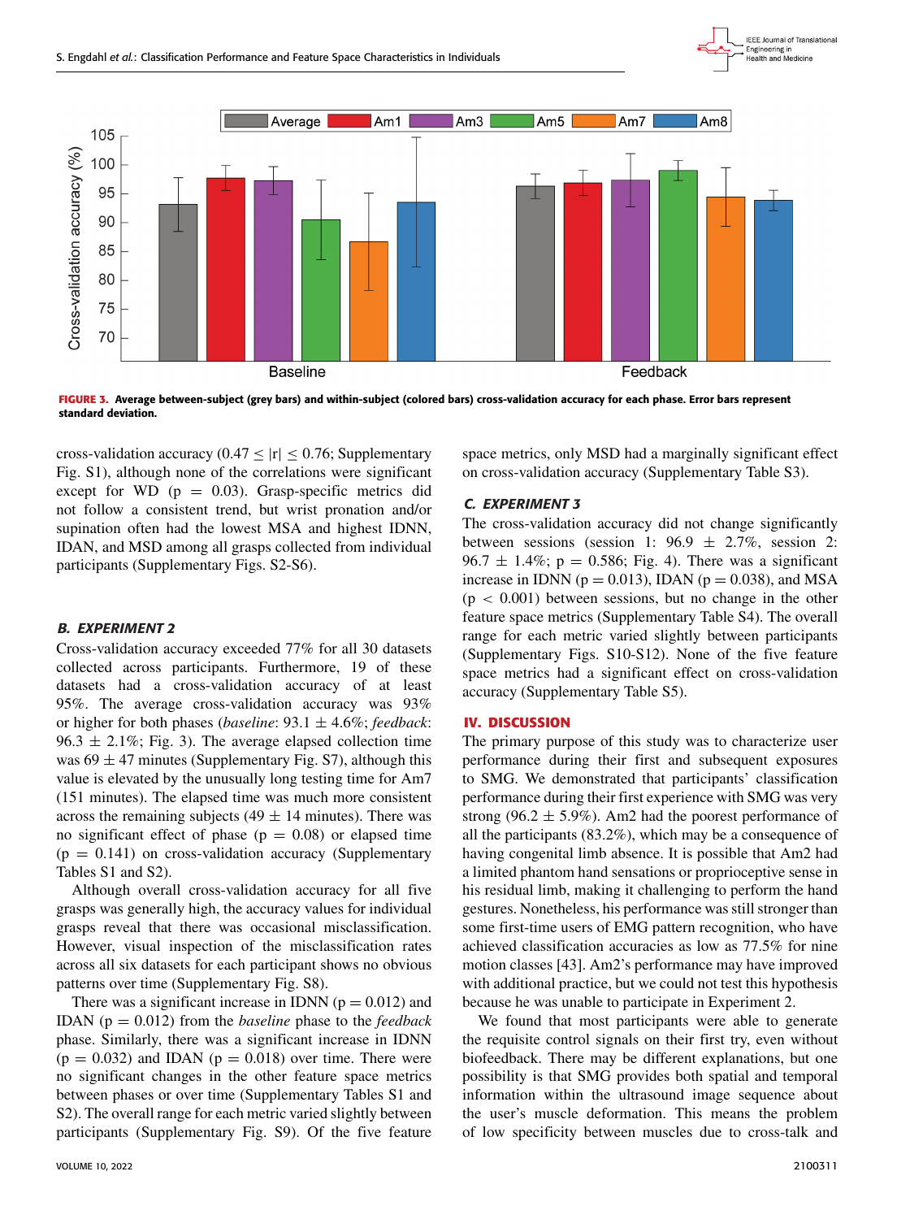FIGURE 3. Average between-subject (grey bars) and within-subject (colored bars) cross-validation accuracy for each phase. Error bars represent standard deviation.

cross-validation accuracy ($0.47 \leq |r| \leq 0.76$; Supplementary Fig. S1), although none of the correlations were significant except for WD ($p = 0.03$). Grasp-specific metrics did not follow a consistent trend, but wrist pronation and/or supination often had the lowest MSA and highest IDNN, IDAN, and MSD among all grasps collected from individual participants (Supplementary Figs. S2-S6).

### B. EXPERIMENT 2

Cross-validation accuracy exceeded 77% for all 30 datasets collected across participants. Furthermore, 19 of these datasets had a cross-validation accuracy of at least 95%. The average cross-validation accuracy was 93% or higher for both phases (*baseline*: 93.1 ± 4.6%; *feedback*: 96.3 ± 2.1%; Fig. 3). The average elapsed collection time was 69 ± 47 minutes (Supplementary Fig. S7), although this value is elevated by the unusually long testing time for Am7 (151 minutes). The elapsed time was much more consistent across the remaining subjects (49 ± 14 minutes). There was no significant effect of phase ($p = 0.08$) or elapsed time ($p = 0.141$) on cross-validation accuracy (Supplementary Tables S1 and S2).

Although overall cross-validation accuracy for all five grasps was generally high, the accuracy values for individual grasps reveal that there was occasional misclassification. However, visual inspection of the misclassification rates across all six datasets for each participant shows no obvious patterns over time (Supplementary Fig. S8).

There was a significant increase in IDNN ($p = 0.012$) and IDAN ($p = 0.012$) from the *baseline* phase to the *feedback* phase. Similarly, there was a significant increase in IDNN ($p = 0.032$) and IDAN ($p = 0.018$) over time. There were no significant changes in the other feature space metrics between phases or over time (Supplementary Tables S1 and S2). The overall range for each metric varied slightly between participants (Supplementary Fig. S9). Of the five feature space metrics, only MSD had a marginally significant effect on cross-validation accuracy (Supplementary Table S3).

### C. EXPERIMENT 3

The cross-validation accuracy did not change significantly between sessions (session 1: 96.9 ± 2.7%, session 2: 96.7 ± 1.4%; $p = 0.586$; Fig. 4). There was a significant increase in IDNN ($p = 0.013$), IDAN ($p = 0.038$), and MSA ($p < 0.001$) between sessions, but no change in the other feature space metrics (Supplementary Table S4). The overall range for each metric varied slightly between participants (Supplementary Figs. S10-S12). None of the five feature space metrics had a significant effect on cross-validation accuracy (Supplementary Table S5).

## IV. DISCUSSION

The primary purpose of this study was to characterize user performance during their first and subsequent exposures to SMG. We demonstrated that participants' classification performance during their first experience with SMG was very strong (96.2 ± 5.9%). Am2 had the poorest performance of all the participants (83.2%), which may be a consequence of having congenital limb absence. It is possible that Am2 had a limited phantom hand sensations or proprioceptive sense in his residual limb, making it challenging to perform the hand gestures. Nonetheless, his performance was still stronger than some first-time users of EMG pattern recognition, who have achieved classification accuracies as low as 77.5% for nine motion classes [43]. Am2's performance may have improved with additional practice, but we could not test this hypothesis because he was unable to participate in Experiment 2.

We found that most participants were able to generate the requisite control signals on their first try, even without biofeedback. There may be different explanations, but one possibility is that SMG provides both spatial and temporal information within the ultrasound image sequence about the user's muscle deformation. This means the problem of low specificity between muscles due to cross-talk and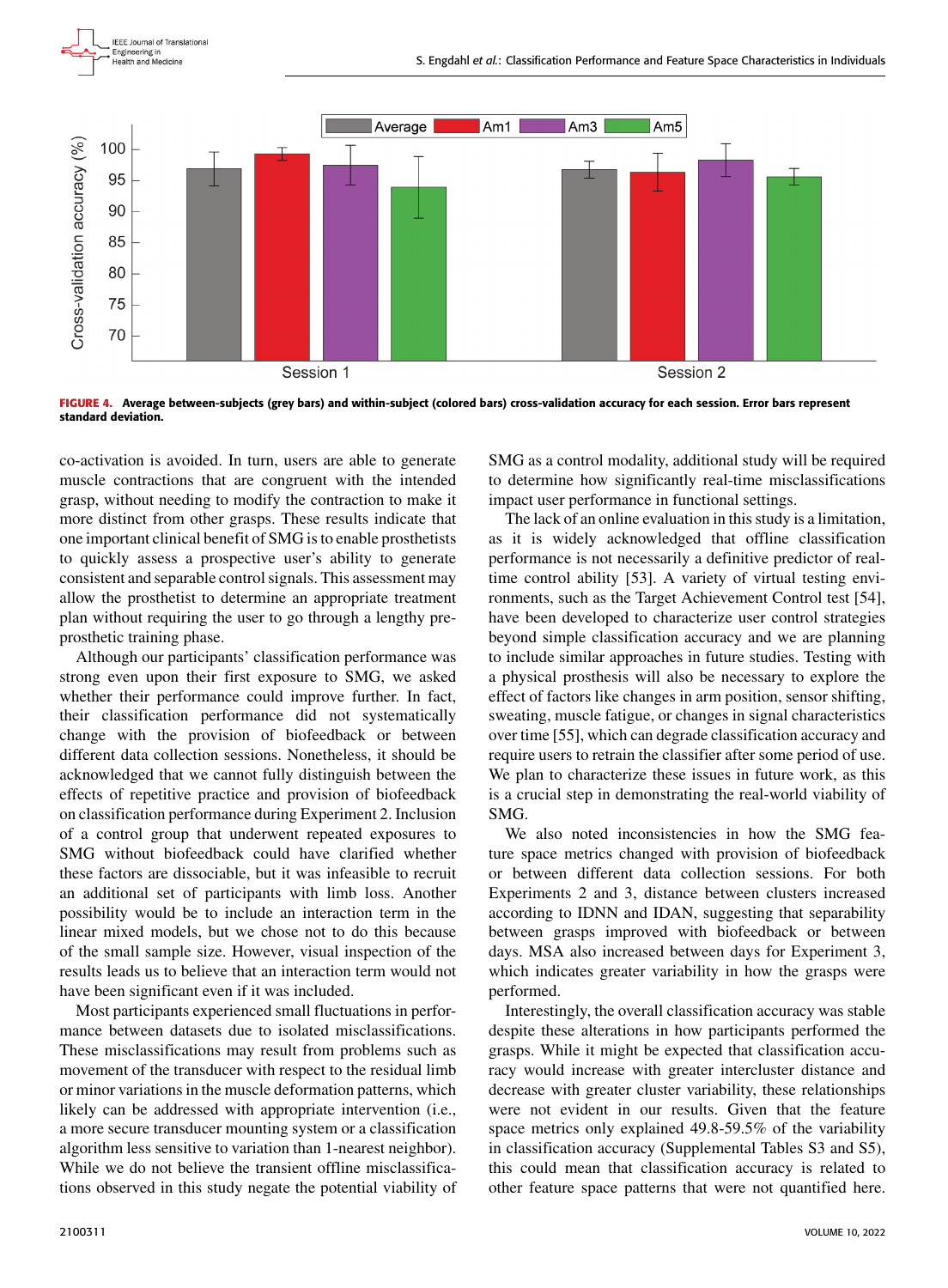**FIGURE 4.** Average between-subjects (grey bars) and within-subject (colored bars) cross-validation accuracy for each session. Error bars represent standard deviation.

co-activation is avoided. In turn, users are able to generate muscle contractions that are congruent with the intended grasp, without needing to modify the contraction to make it more distinct from other grasps. These results indicate that one important clinical benefit of SMG is to enable prosthetists to quickly assess a prospective user's ability to generate consistent and separable control signals. This assessment may allow the prosthetist to determine an appropriate treatment plan without requiring the user to go through a lengthy pre-prosthetic training phase.

Although our participants' classification performance was strong even upon their first exposure to SMG, we asked whether their performance could improve further. In fact, their classification performance did not systematically change with the provision of biofeedback or between different data collection sessions. Nonetheless, it should be acknowledged that we cannot fully distinguish between the effects of repetitive practice and provision of biofeedback on classification performance during Experiment 2. Inclusion of a control group that underwent repeated exposures to SMG without biofeedback could have clarified whether these factors are dissociable, but it was infeasible to recruit an additional set of participants with limb loss. Another possibility would be to include an interaction term in the linear mixed models, but we chose not to do this because of the small sample size. However, visual inspection of the results leads us to believe that an interaction term would not have been significant even if it was included.

Most participants experienced small fluctuations in performance between datasets due to isolated misclassifications. These misclassifications may result from problems such as movement of the transducer with respect to the residual limb or minor variations in the muscle deformation patterns, which likely can be addressed with appropriate intervention (i.e., a more secure transducer mounting system or a classification algorithm less sensitive to variation than 1-nearest neighbor). While we do not believe the transient offline misclassifications observed in this study negate the potential viability of SMG as a control modality, additional study will be required to determine how significantly real-time misclassifications impact user performance in functional settings.

The lack of an online evaluation in this study is a limitation, as it is widely acknowledged that offline classification performance is not necessarily a definitive predictor of real-time control ability [53]. A variety of virtual testing environments, such as the Target Achievement Control test [54], have been developed to characterize user control strategies beyond simple classification accuracy and we are planning to include similar approaches in future studies. Testing with a physical prosthesis will also be necessary to explore the effect of factors like changes in arm position, sensor shifting, sweating, muscle fatigue, or changes in signal characteristics over time [55], which can degrade classification accuracy and require users to retrain the classifier after some period of use. We plan to characterize these issues in future work, as this is a crucial step in demonstrating the real-world viability of SMG.

We also noted inconsistencies in how the SMG feature space metrics changed with provision of biofeedback or between different data collection sessions. For both Experiments 2 and 3, distance between clusters increased according to IDNN and IDAN, suggesting that separability between grasps improved with biofeedback or between days. MSA also increased between days for Experiment 3, which indicates greater variability in how the grasps were performed.

Interestingly, the overall classification accuracy was stable despite these alterations in how participants performed the grasps. While it might be expected that classification accuracy would increase with greater intercluster distance and decrease with greater cluster variability, these relationships were not evident in our results. Given that the feature space metrics only explained 49.8-59.5% of the variability in classification accuracy (Supplemental Tables S3 and S5), this could mean that classification accuracy is related to other feature space patterns that were not quantified here.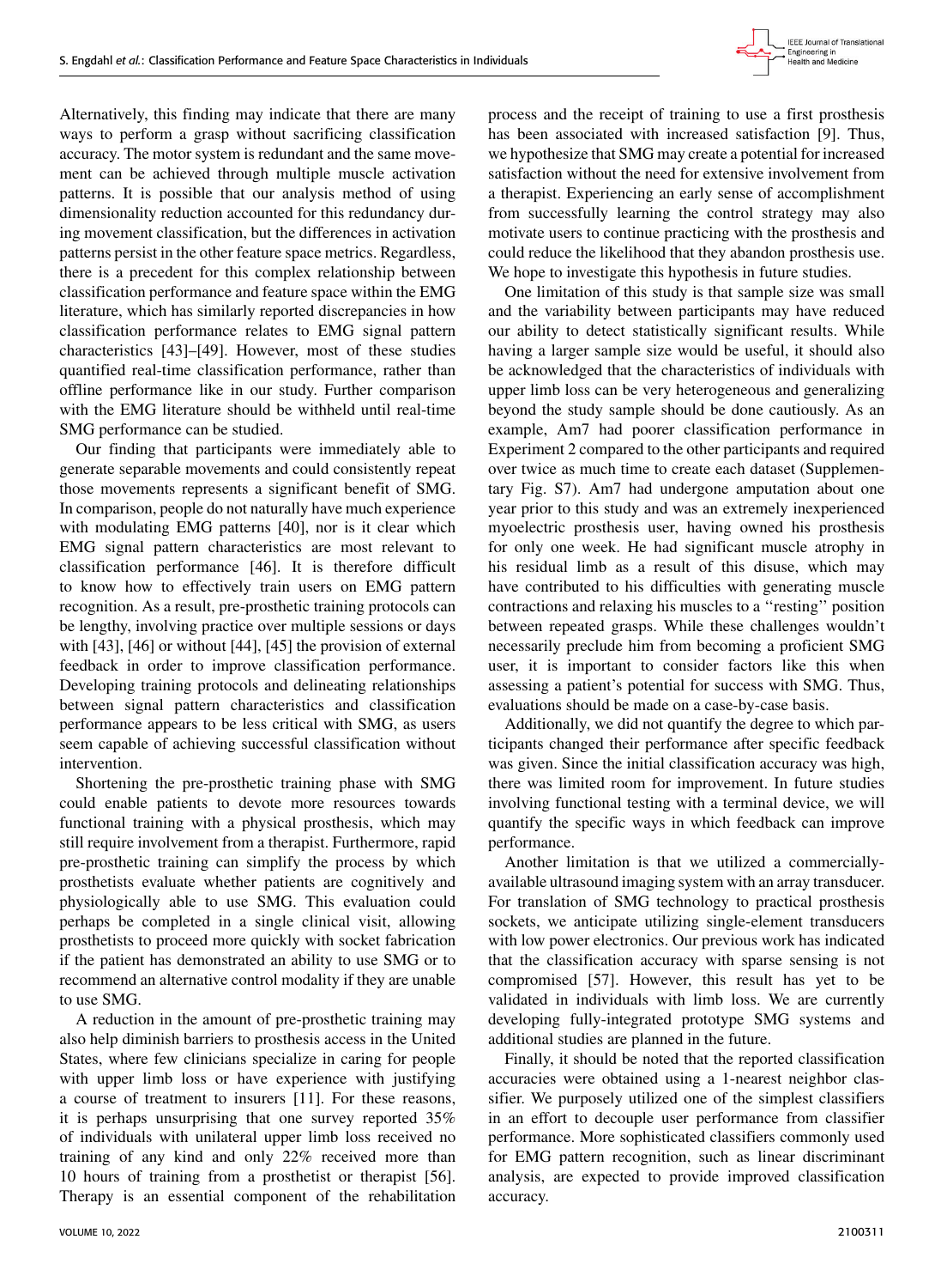Alternatively, this finding may indicate that there are many ways to perform a grasp without sacrificing classification accuracy. The motor system is redundant and the same movement can be achieved through multiple muscle activation patterns. It is possible that our analysis method of using dimensionality reduction accounted for this redundancy during movement classification, but the differences in activation patterns persist in the other feature space metrics. Regardless, there is a precedent for this complex relationship between classification performance and feature space within the EMG literature, which has similarly reported discrepancies in how classification performance relates to EMG signal pattern characteristics [43]–[49]. However, most of these studies quantified real-time classification performance, rather than offline performance like in our study. Further comparison with the EMG literature should be withheld until real-time SMG performance can be studied.

Our finding that participants were immediately able to generate separable movements and could consistently repeat those movements represents a significant benefit of SMG. In comparison, people do not naturally have much experience with modulating EMG patterns [40], nor is it clear which EMG signal pattern characteristics are most relevant to classification performance [46]. It is therefore difficult to know how to effectively train users on EMG pattern recognition. As a result, pre-prosthetic training protocols can be lengthy, involving practice over multiple sessions or days with [43], [46] or without [44], [45] the provision of external feedback in order to improve classification performance. Developing training protocols and delineating relationships between signal pattern characteristics and classification performance appears to be less critical with SMG, as users seem capable of achieving successful classification without intervention.

Shortening the pre-prosthetic training phase with SMG could enable patients to devote more resources towards functional training with a physical prosthesis, which may still require involvement from a therapist. Furthermore, rapid pre-prosthetic training can simplify the process by which prosthetists evaluate whether patients are cognitively and physiologically able to use SMG. This evaluation could perhaps be completed in a single clinical visit, allowing prosthetists to proceed more quickly with socket fabrication if the patient has demonstrated an ability to use SMG or to recommend an alternative control modality if they are unable to use SMG.

A reduction in the amount of pre-prosthetic training may also help diminish barriers to prosthesis access in the United States, where few clinicians specialize in caring for people with upper limb loss or have experience with justifying a course of treatment to insurers [11]. For these reasons, it is perhaps unsurprising that one survey reported 35% of individuals with unilateral upper limb loss received no training of any kind and only 22% received more than 10 hours of training from a prosthetist or therapist [56]. Therapy is an essential component of the rehabilitation process and the receipt of training to use a first prosthesis has been associated with increased satisfaction [9]. Thus, we hypothesize that SMG may create a potential for increased satisfaction without the need for extensive involvement from a therapist. Experiencing an early sense of accomplishment from successfully learning the control strategy may also motivate users to continue practicing with the prosthesis and could reduce the likelihood that they abandon prosthesis use. We hope to investigate this hypothesis in future studies.

One limitation of this study is that sample size was small and the variability between participants may have reduced our ability to detect statistically significant results. While having a larger sample size would be useful, it should also be acknowledged that the characteristics of individuals with upper limb loss can be very heterogeneous and generalizing beyond the study sample should be done cautiously. As an example, Am7 had poorer classification performance in Experiment 2 compared to the other participants and required over twice as much time to create each dataset (Supplementary Fig. S7). Am7 had undergone amputation about one year prior to this study and was an extremely inexperienced myoelectric prosthesis user, having owned his prosthesis for only one week. He had significant muscle atrophy in his residual limb as a result of this disuse, which may have contributed to his difficulties with generating muscle contractions and relaxing his muscles to a ''resting'' position between repeated grasps. While these challenges wouldn't necessarily preclude him from becoming a proficient SMG user, it is important to consider factors like this when assessing a patient's potential for success with SMG. Thus, evaluations should be made on a case-by-case basis.

Additionally, we did not quantify the degree to which participants changed their performance after specific feedback was given. Since the initial classification accuracy was high, there was limited room for improvement. In future studies involving functional testing with a terminal device, we will quantify the specific ways in which feedback can improve performance.

Another limitation is that we utilized a commercially-available ultrasound imaging system with an array transducer. For translation of SMG technology to practical prosthesis sockets, we anticipate utilizing single-element transducers with low power electronics. Our previous work has indicated that the classification accuracy with sparse sensing is not compromised [57]. However, this result has yet to be validated in individuals with limb loss. We are currently developing fully-integrated prototype SMG systems and additional studies are planned in the future.

Finally, it should be noted that the reported classification accuracies were obtained using a 1-nearest neighbor classifier. We purposely utilized one of the simplest classifiers in an effort to decouple user performance from classifier performance. More sophisticated classifiers commonly used for EMG pattern recognition, such as linear discriminant analysis, are expected to provide improved classification accuracy.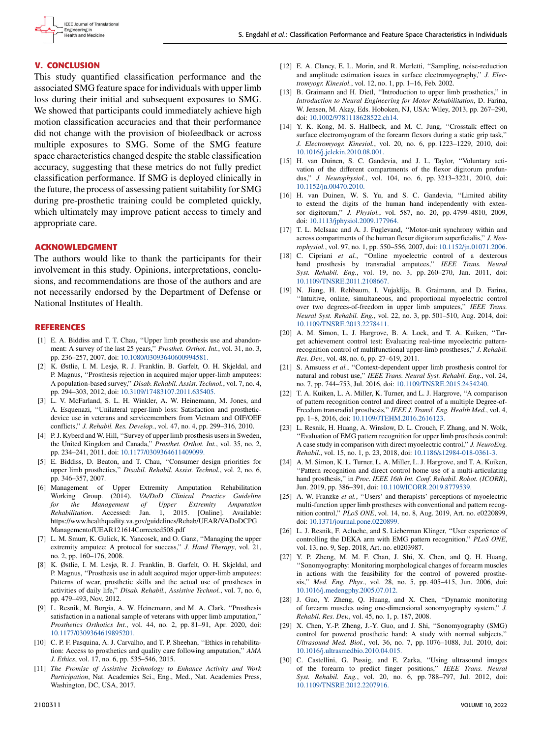## V. CONCLUSION

This study quantified classification performance and the associated SMG feature space for individuals with upper limb loss during their initial and subsequent exposures to SMG. We showed that participants could immediately achieve high motion classification accuracies and that their performance did not change with the provision of biofeedback or across multiple exposures to SMG. Some of the SMG feature space characteristics changed despite the stable classification accuracy, suggesting that these metrics do not fully predict classification performance. If SMG is deployed clinically in the future, the process of assessing patient suitability for SMG during pre-prosthetic training could be completed quickly, which ultimately may improve patient access to timely and appropriate care.

## ACKNOWLEDGMENT

The authors would like to thank the participants for their involvement in this study. Opinions, interpretations, conclusions, and recommendations are those of the authors and are not necessarily endorsed by the Department of Defense or National Institutes of Health.

## REFERENCES

[1] E. A. Biddiss and T. T. Chau, "Upper limb prosthesis use and abandonment: A survey of the last 25 years," *Prosthet. Orthot. Int.*, vol. 31, no. 3, pp. 236–257, 2007, doi: 10.1080/03093640600994581.

[2] K. Østlie, I. M. Lesjø, R. J. Franklin, B. Garfelt, O. H. Skjeldal, and P. Magnus, "Prosthesis rejection in acquired major upper-limb amputees: A population-based survey," *Disab. Rehabil. Assist. Technol.*, vol. 7, no. 4, pp. 294–303, 2012, doi: 10.3109/17483107.2011.635405.

[3] L. V. McFarland, S. L. H. Winkler, A. W. Heinemann, M. Jones, and A. Esquenazi, "Unilateral upper-limb loss: Satisfaction and prosthetic-device use in veterans and servicemembers from Vietnam and OIF/OEF conflicts," *J. Rehabil. Res. Develop.*, vol. 47, no. 4, pp. 299–316, 2010.

[4] P. J. Kyberd and W. Hill, "Survey of upper limb prosthesis users in Sweden, the United Kingdom and Canada," *Prosthet. Orthot. Int.*, vol. 35, no. 2, pp. 234–241, 2011, doi: 10.1177/0309364611409099.

[5] E. Biddiss, D. Beaton, and T. Chau, "Consumer design priorities for upper limb prosthetics," *Disabil. Rehabil. Assist. Technol.*, vol. 2, no. 6, pp. 346–357, 2007.

[6] Management of Upper Extremity Amputation Rehabilitation Working Group. (2014). *VA/DoD Clinical Practice Guideline for the Management of Upper Extremity Amputation Rehabilitation*. Accessed: Jan. 1, 2015. [Online]. Available: https://www.healthquality.va.gov/guidelines/Rehab/UEAR/VADoDCPG ManagementofUEAR121614Corrected508.pdf

[7] L. M. Smurr, K. Gulick, K. Yancosek, and O. Ganz, "Managing the upper extremity amputee: A protocol for success," *J. Hand Therapy*, vol. 21, no. 2, pp. 160–176, 2008.

[8] K. Østlie, I. M. Lesjø, R. J. Franklin, B. Garfelt, O. H. Skjeldal, and P. Magnus, "Prosthesis use in adult acquired major upper-limb amputees: Patterns of wear, prosthetic skills and the actual use of prostheses in activities of daily life," *Disab. Rehabil., Assistive Technol.*, vol. 7, no. 6, pp. 479–493, Nov. 2012.

[9] L. Resnik, M. Borgia, A. W. Heinemann, and M. A. Clark, "Prosthesis satisfaction in a national sample of veterans with upper limb amputation," *Prosthetics Orthotics Int.*, vol. 44, no. 2, pp. 81–91, Apr. 2020, doi: 10.1177/0309364619895201.

[10] C. P. F. Pasquina, A. J. Carvalho, and T. P. Sheehan, "Ethics in rehabilitation: Access to prosthetics and quality care following amputation," *AMA J. Ethics*, vol. 17, no. 6, pp. 535–546, 2015.

[11] *The Promise of Assistive Technology to Enhance Activity and Work Participation*, Nat. Academies Sci., Eng., Med., Nat. Academies Press, Washington, DC, USA, 2017.

[12] E. A. Clancy, E. L. Morin, and R. Merletti, "Sampling, noise-reduction and amplitude estimation issues in surface electromyography," *J. Electromyogr. Kinesiol.*, vol. 12, no. 1, pp. 1–16, Feb. 2002.

[13] B. Graimann and H. Dietl, "Introduction to upper limb prosthetics," in *Introduction to Neural Engineering for Motor Rehabilitation*, D. Farina, W. Jensen, M. Akay, Eds. Hoboken, NJ, USA: Wiley, 2013, pp. 267–290, doi: 10.1002/9781118628522.ch14.

[14] Y. K. Kong, M. S. Hallbeck, and M. C. Jung, "Crosstalk effect on surface electromyogram of the forearm flexors during a static grip task," *J. Electromyogr. Kinesiol.*, vol. 20, no. 6, pp. 1223–1229, 2010, doi: 10.1016/j.jelekin.2010.08.001.

[15] H. van Duinen, S. C. Gandevia, and J. L. Taylor, "Voluntary activation of the different compartments of the flexor digitorum profundus," *J. Neurophysiol.*, vol. 104, no. 6, pp. 3213–3221, 2010, doi: 10.1152/jn.00470.2010.

[16] H. van Duinen, W. S. Yu, and S. C. Gandevia, "Limited ability to extend the digits of the human hand independently with extensor digitorum," *J. Physiol.*, vol. 587, no. 20, pp. 4799–4810, 2009, doi: 10.1113/jphysiol.2009.177964.

[17] T. L. McIsaac and A. J. Fuglevand, "Motor-unit synchrony within and across compartments of the human flexor digitorum superficialis," *J. Neurophysiol.*, vol. 97, no. 1, pp. 550–556, 2007, doi: 10.1152/jn.01071.2006.

[18] C. Cipriani *et al.*, "Online myoelectric control of a dexterous hand prosthesis by transradial amputees," *IEEE Trans. Neural Syst. Rehabil. Eng.*, vol. 19, no. 3, pp. 260–270, Jan. 2011, doi: 10.1109/TNSRE.2011.2108667.

[19] N. Jiang, H. Rehbaum, I. Vujaklija, B. Graimann, and D. Farina, "Intuitive, online, simultaneous, and proportional myoelectric control over two degrees-of-freedom in upper limb amputees," *IEEE Trans. Neural Syst. Rehabil. Eng.*, vol. 22, no. 3, pp. 501–510, Aug. 2014, doi: 10.1109/TNSRE.2013.2278411.

[20] A. M. Simon, L. J. Hargrove, B. A. Lock, and T. A. Kuiken, "Target achievement control test: Evaluating real-time myoelectric pattern-recognition control of multifunctional upper-limb prostheses," *J. Rehabil. Res. Dev.*, vol. 48, no. 6, pp. 27–619, 2011.

[21] S. Amsuess *et al.*, "Context-dependent upper limb prosthesis control for natural and robust use," *IEEE Trans. Neural Syst. Rehabil. Eng.*, vol. 24, no. 7, pp. 744–753, Jul. 2016, doi: 10.1109/TNSRE.2015.2454240.

[22] T. A. Kuiken, L. A. Miller, K. Turner, and L. J. Hargrove, "A comparison of pattern recognition control and direct control of a multiple Degree-of-Freedom transradial prosthesis," *IEEE J. Transl. Eng. Health Med.*, vol. 4, pp. 1–8, 2016, doi: 10.1109/JTEHM.2016.2616123.

[23] L. Resnik, H. Huang, A. Winslow, D. L. Crouch, F. Zhang, and N. Wolk, "Evaluation of EMG pattern recognition for upper limb prosthesis control: A case study in comparison with direct myoelectric control," *J. NeuroEng. Rehabil.*, vol. 15, no. 1, p. 23, 2018, doi: 10.1186/s12984-018-0361-3.

[24] A. M. Simon, K. L. Turner, L. A. Miller, L. J. Hargrove, and T. A. Kuiken, "Pattern recognition and direct control home use of a multi-articulating hand prosthesis," in *Proc. IEEE 16th Int. Conf. Rehabil. Robot. (ICORR)*, Jun. 2019, pp. 386–391, doi: 10.1109/ICORR.2019.8779539.

[25] A. W. Franzke *et al.*, "Users' and therapists' perceptions of myoelectric multi-function upper limb prostheses with conventional and pattern recognition control," *PLoS ONE*, vol. 14, no. 8, Aug. 2019, Art. no. e0220899, doi: 10.1371/journal.pone.0220899.

[26] L. J. Resnik, F. Acluche, and S. Lieberman Klinger, "User experience of controlling the DEKA arm with EMG pattern recognition," *PLoS ONE*, vol. 13, no. 9, Sep. 2018, Art. no. e0203987.

[27] Y. P. Zheng, M. M. F. Chan, J. Shi, X. Chen, and Q. H. Huang, "Sonomyography: Monitoring morphological changes of forearm muscles in actions with the feasibility for the control of powered prosthesis," *Med. Eng. Phys.*, vol. 28, no. 5, pp. 405–415, Jun. 2006, doi: 10.1016/j.medengphy.2005.07.012.

[28] J. Guo, Y. Zheng, Q. Huang, and X. Chen, "Dynamic monitoring of forearm muscles using one-dimensional sonomyography system," *J. Rehabil. Res. Dev.*, vol. 45, no. 1, p. 187, 2008.

[29] X. Chen, Y.-P. Zheng, J.-Y. Guo, and J. Shi, "Sonomyography (SMG) control for powered prosthetic hand: A study with normal subjects," *Ultrasound Med. Biol.*, vol. 36, no. 7, pp. 1076–1088, Jul. 2010, doi: 10.1016/j.ultrasmedbio.2010.04.015.

[30] C. Castellini, G. Passig, and E. Zarka, "Using ultrasound images of the forearm to predict finger positions," *IEEE Trans. Neural Syst. Rehabil. Eng.*, vol. 20, no. 6, pp. 788–797, Jul. 2012, doi: 10.1109/TNSRE.2012.2207916.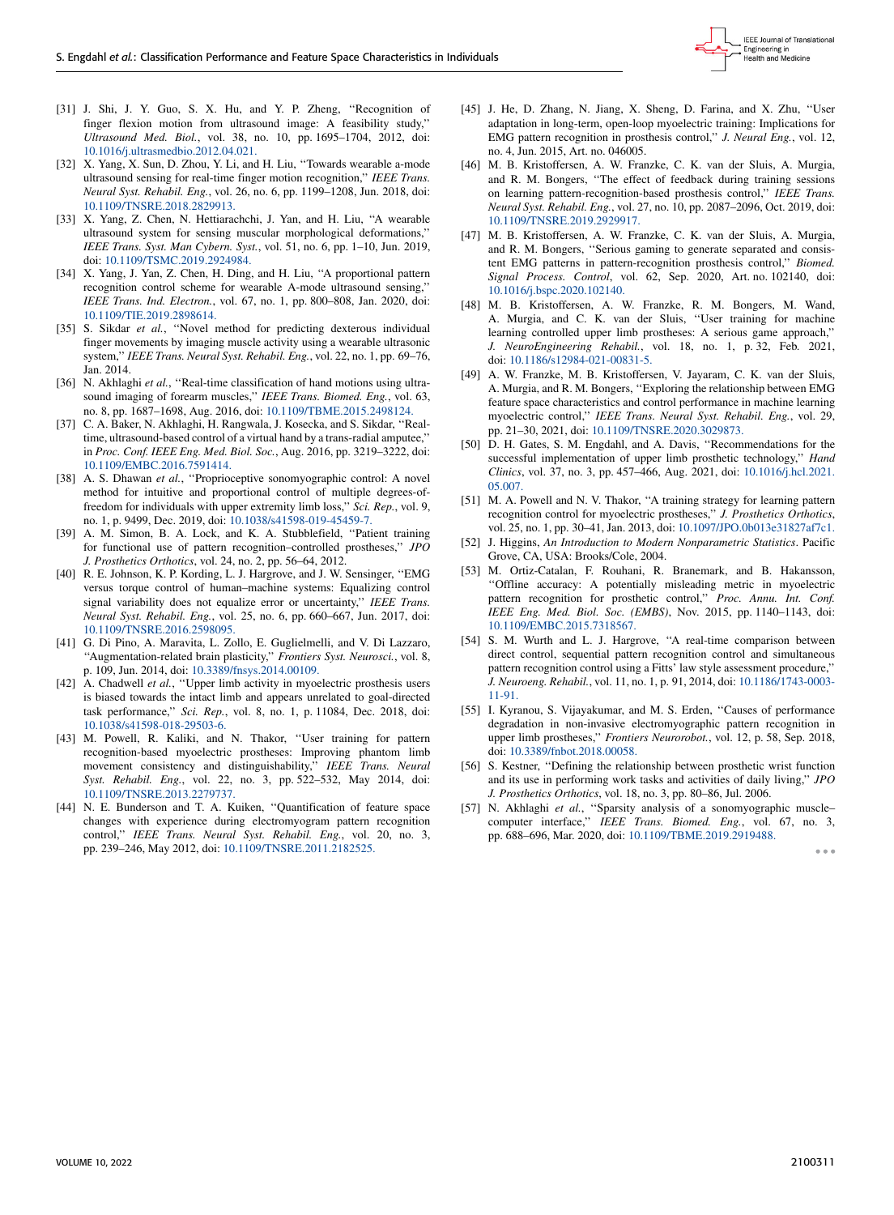[31] J. Shi, J. Y. Guo, S. X. Hu, and Y. P. Zheng, ''Recognition of finger flexion motion from ultrasound image: A feasibility study,'' *Ultrasound Med. Biol.*, vol. 38, no. 10, pp. 1695–1704, 2012, doi: 10.1016/j.ultrasmedbio.2012.04.021.

[32] X. Yang, X. Sun, D. Zhou, Y. Li, and H. Liu, ''Towards wearable a-mode ultrasound sensing for real-time finger motion recognition,'' *IEEE Trans. Neural Syst. Rehabil. Eng.*, vol. 26, no. 6, pp. 1199–1208, Jun. 2018, doi: 10.1109/TNSRE.2018.2829913.

[33] X. Yang, Z. Chen, N. Hettiarachchi, J. Yan, and H. Liu, ''A wearable ultrasound system for sensing muscular morphological deformations,'' *IEEE Trans. Syst. Man Cybern. Syst.*, vol. 51, no. 6, pp. 1–10, Jun. 2019, doi: 10.1109/TSMC.2019.2924984.

[34] X. Yang, J. Yan, Z. Chen, H. Ding, and H. Liu, ''A proportional pattern recognition control scheme for wearable A-mode ultrasound sensing,'' *IEEE Trans. Ind. Electron.*, vol. 67, no. 1, pp. 800–808, Jan. 2020, doi: 10.1109/TIE.2019.2898614.

[35] S. Sikdar *et al.*, ''Novel method for predicting dexterous individual finger movements by imaging muscle activity using a wearable ultrasonic system,'' *IEEE Trans. Neural Syst. Rehabil. Eng.*, vol. 22, no. 1, pp. 69–76, Jan. 2014.

[36] N. Akhlaghi *et al.*, ''Real-time classification of hand motions using ultrasound imaging of forearm muscles,'' *IEEE Trans. Biomed. Eng.*, vol. 63, no. 8, pp. 1687–1698, Aug. 2016, doi: 10.1109/TBME.2015.2498124.

[37] C. A. Baker, N. Akhlaghi, H. Rangwala, J. Kosecka, and S. Sikdar, ''Real-time, ultrasound-based control of a virtual hand by a trans-radial amputee,'' in *Proc. Conf. IEEE Eng. Med. Biol. Soc.*, Aug. 2016, pp. 3219–3222, doi: 10.1109/EMBC.2016.7591414.

[38] A. S. Dhawan *et al.*, ''Proprioceptive sonomyographic control: A novel method for intuitive and proportional control of multiple degrees-of-freedom for individuals with upper extremity limb loss,'' *Sci. Rep.*, vol. 9, no. 1, p. 9499, Dec. 2019, doi: 10.1038/s41598-019-45459-7.

[39] A. M. Simon, B. A. Lock, and K. A. Stubblefield, ''Patient training for functional use of pattern recognition–controlled prostheses,'' *JPO J. Prosthetics Orthotics*, vol. 24, no. 2, pp. 56–64, 2012.

[40] R. E. Johnson, K. P. Kording, L. J. Hargrove, and J. W. Sensinger, ''EMG versus torque control of human–machine systems: Equalizing control signal variability does not equalize error or uncertainty,'' *IEEE Trans. Neural Syst. Rehabil. Eng.*, vol. 25, no. 6, pp. 660–667, Jun. 2017, doi: 10.1109/TNSRE.2016.2598095.

[41] G. Di Pino, A. Maravita, L. Zollo, E. Guglielmelli, and V. Di Lazzaro, ''Augmentation-related brain plasticity,'' *Frontiers Syst. Neurosci.*, vol. 8, p. 109, Jun. 2014, doi: 10.3389/fnsys.2014.00109.

[42] A. Chadwell *et al.*, ''Upper limb activity in myoelectric prosthesis users is biased towards the intact limb and appears unrelated to goal-directed task performance,'' *Sci. Rep.*, vol. 8, no. 1, p. 11084, Dec. 2018, doi: 10.1038/s41598-018-29503-6.

[43] M. Powell, R. Kaliki, and N. Thakor, ''User training for pattern recognition-based myoelectric prostheses: Improving phantom limb movement consistency and distinguishability,'' *IEEE Trans. Neural Syst. Rehabil. Eng.*, vol. 22, no. 3, pp. 522–532, May 2014, doi: 10.1109/TNSRE.2013.2279737.

[44] N. E. Bunderson and T. A. Kuiken, ''Quantification of feature space changes with experience during electromyogram pattern recognition control,'' *IEEE Trans. Neural Syst. Rehabil. Eng.*, vol. 20, no. 3, pp. 239–246, May 2012, doi: 10.1109/TNSRE.2011.2182525.

[45] J. He, D. Zhang, N. Jiang, X. Sheng, D. Farina, and X. Zhu, ''User adaptation in long-term, open-loop myoelectric training: Implications for EMG pattern recognition in prosthesis control,'' *J. Neural Eng.*, vol. 12, no. 4, Jun. 2015, Art. no. 046005.

[46] M. B. Kristoffersen, A. W. Franzke, C. K. van der Sluis, A. Murgia, and R. M. Bongers, ''The effect of feedback during training sessions on learning pattern-recognition-based prosthesis control,'' *IEEE Trans. Neural Syst. Rehabil. Eng.*, vol. 27, no. 10, pp. 2087–2096, Oct. 2019, doi: 10.1109/TNSRE.2019.2929917.

[47] M. B. Kristoffersen, A. W. Franzke, C. K. van der Sluis, A. Murgia, and R. M. Bongers, ''Serious gaming to generate separated and consistent EMG patterns in pattern-recognition prosthesis control,'' *Biomed. Signal Process. Control*, vol. 62, Sep. 2020, Art. no. 102140, doi: 10.1016/j.bspc.2020.102140.

[48] M. B. Kristoffersen, A. W. Franzke, R. M. Bongers, M. Wand, A. Murgia, and C. K. van der Sluis, ''User training for machine learning controlled upper limb prostheses: A serious game approach,'' *J. NeuroEngineering Rehabil.*, vol. 18, no. 1, p. 32, Feb. 2021, doi: 10.1186/s12984-021-00831-5.

[49] A. W. Franzke, M. B. Kristoffersen, V. Jayaram, C. K. van der Sluis, A. Murgia, and R. M. Bongers, ''Exploring the relationship between EMG feature space characteristics and control performance in machine learning myoelectric control,'' *IEEE Trans. Neural Syst. Rehabil. Eng.*, vol. 29, pp. 21–30, 2021, doi: 10.1109/TNSRE.2020.3029873.

[50] D. H. Gates, S. M. Engdahl, and A. Davis, ''Recommendations for the successful implementation of upper limb prosthetic technology,'' *Hand Clinics*, vol. 37, no. 3, pp. 457–466, Aug. 2021, doi: 10.1016/j.hcl.2021.05.007.

[51] M. A. Powell and N. V. Thakor, ''A training strategy for learning pattern recognition control for myoelectric prostheses,'' *J. Prosthetics Orthotics*, vol. 25, no. 1, pp. 30–41, Jan. 2013, doi: 10.1097/JPO.0b013e31827af7c1.

[52] J. Higgins, *An Introduction to Modern Nonparametric Statistics*. Pacific Grove, CA, USA: Brooks/Cole, 2004.

[53] M. Ortiz-Catalan, F. Rouhani, R. Branemark, and B. Hakansson, ''Offline accuracy: A potentially misleading metric in myoelectric pattern recognition for prosthetic control,'' *Proc. Annu. Int. Conf. IEEE Eng. Med. Biol. Soc. (EMBS)*, Nov. 2015, pp. 1140–1143, doi: 10.1109/EMBC.2015.7318567.

[54] S. M. Wurth and L. J. Hargrove, ''A real-time comparison between direct control, sequential pattern recognition control and simultaneous pattern recognition control using a Fitts' law style assessment procedure,'' *J. Neuroeng. Rehabil.*, vol. 11, no. 1, p. 91, 2014, doi: 10.1186/1743-0003-11-91.

[55] I. Kyranou, S. Vijayakumar, and M. S. Erden, ''Causes of performance degradation in non-invasive electromyographic pattern recognition in upper limb prostheses,'' *Frontiers Neurorobot.*, vol. 12, p. 58, Sep. 2018, doi: 10.3389/fnbot.2018.00058.

[56] S. Kestner, ''Defining the relationship between prosthetic wrist function and its use in performing work tasks and activities of daily living,'' *JPO J. Prosthetics Orthotics*, vol. 18, no. 3, pp. 80–86, Jul. 2006.

[57] N. Akhlaghi *et al.*, ''Sparsity analysis of a sonomyographic muscle–computer interface,'' *IEEE Trans. Biomed. Eng.*, vol. 67, no. 3, pp. 688–696, Mar. 2020, doi: 10.1109/TBME.2019.2919488.